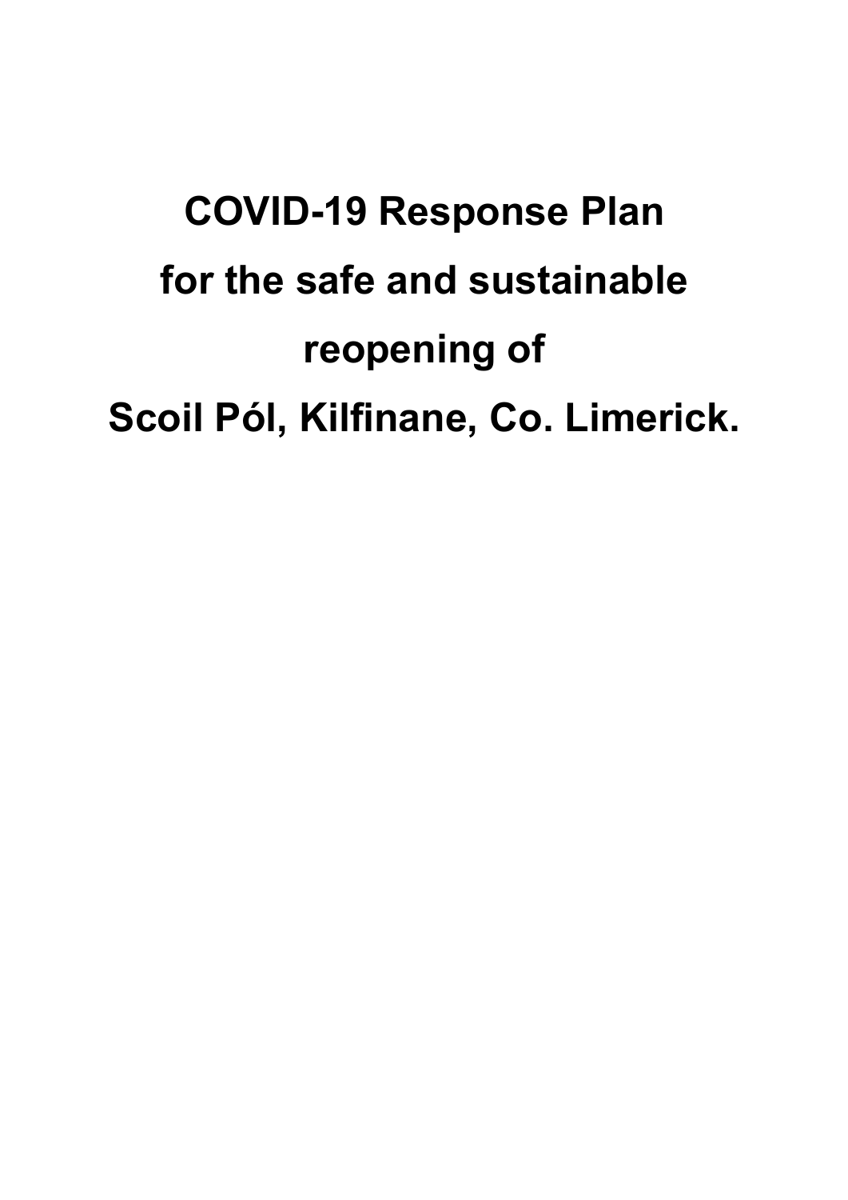# COVID-19 Response Plan for the safe and sustainable reopening of Scoil Pól, Kilfinane, Co. Limerick.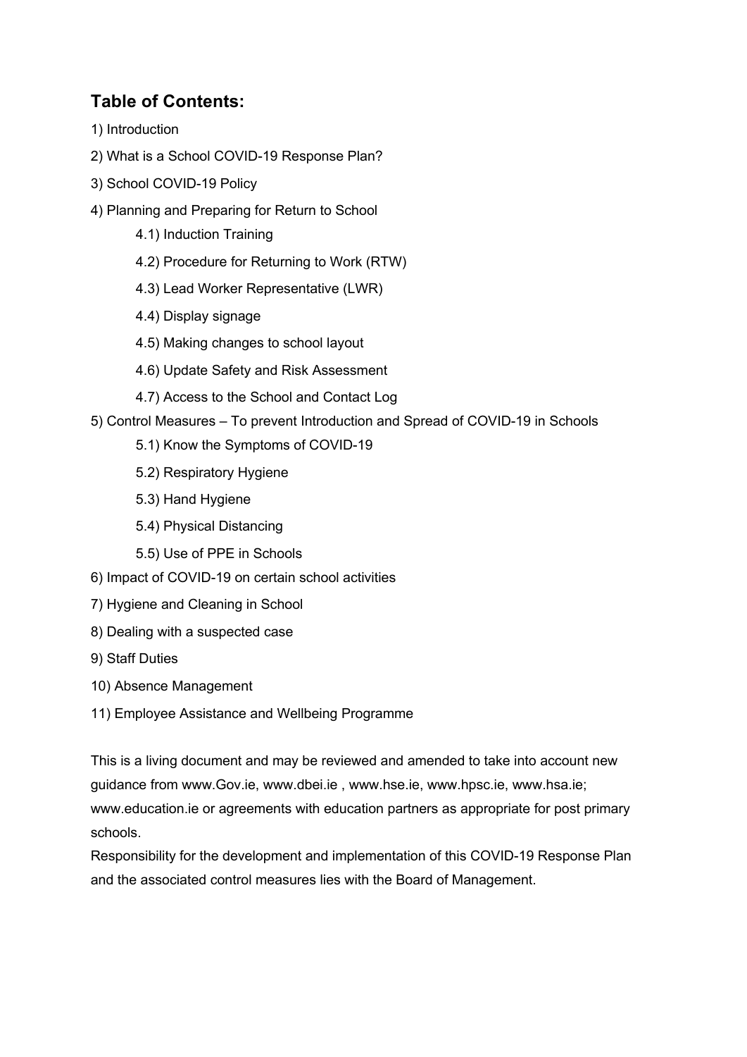## Table of Contents:

1) Introduction

2) What is a School COVID-19 Response Plan?

3) School COVID-19 Policy

4) Planning and Preparing for Return to School

   4.1) Induction Training

   4.2) Procedure for Returning to Work (RTW)

   4.3) Lead Worker Representative (LWR)

   4.4) Display signage

   4.5) Making changes to school layout

   4.6) Update Safety and Risk Assessment

   4.7) Access to the School and Contact Log

5) Control Measures – To prevent Introduction and Spread of COVID-19 in Schools

   5.1) Know the Symptoms of COVID-19

   5.2) Respiratory Hygiene

   5.3) Hand Hygiene

   5.4) Physical Distancing

   5.5) Use of PPE in Schools

6) Impact of COVID-19 on certain school activities

7) Hygiene and Cleaning in School

8) Dealing with a suspected case

9) Staff Duties

10) Absence Management

11) Employee Assistance and Wellbeing Programme

This is a living document and may be reviewed and amended to take into account new guidance from www.Gov.ie, www.dbei.ie , www.hse.ie, www.hpsc.ie, www.hsa.ie; www.education.ie or agreements with education partners as appropriate for post primary schools.

Responsibility for the development and implementation of this COVID-19 Response Plan and the associated control measures lies with the Board of Management.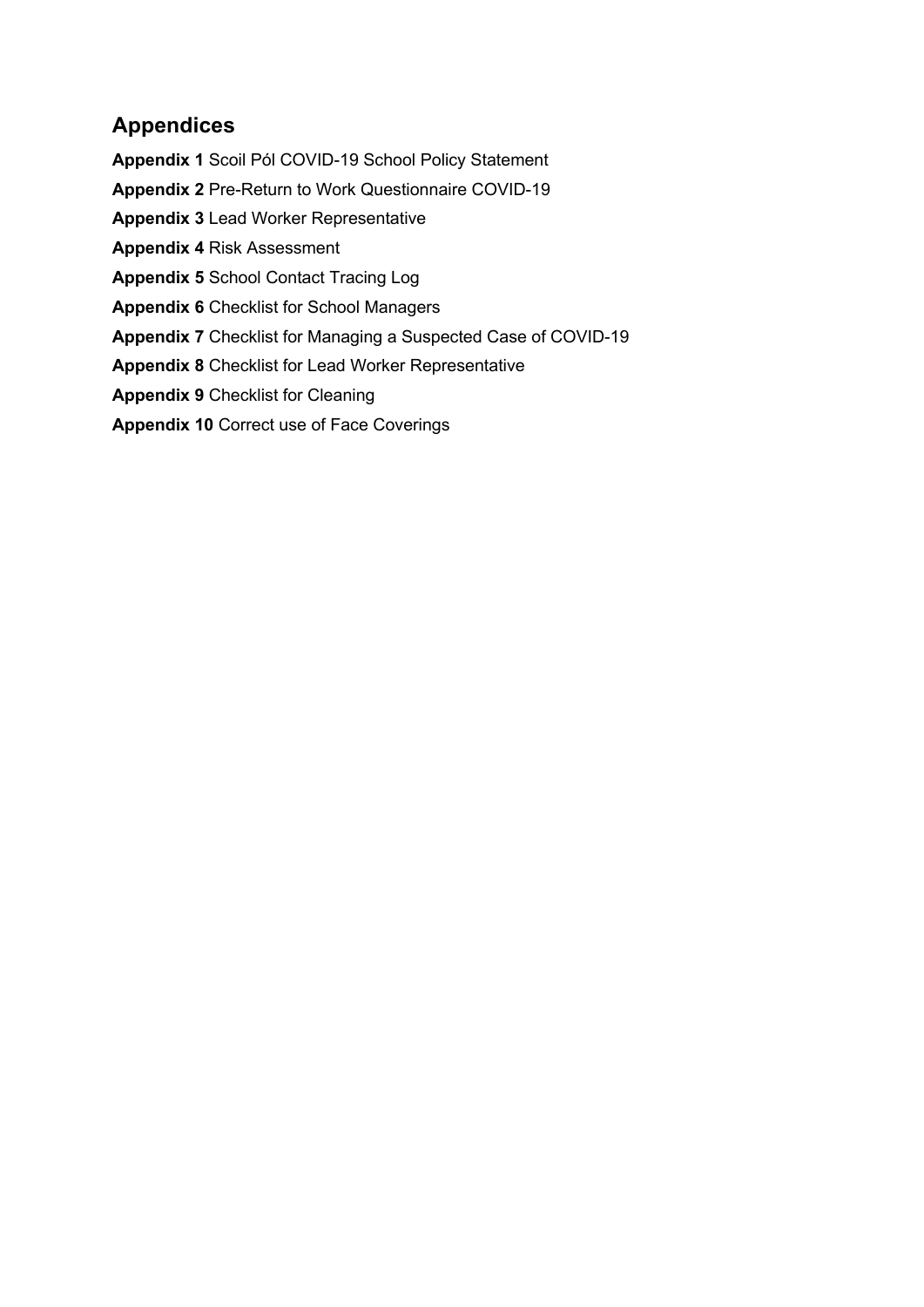## Appendices

**Appendix 1** Scoil Pól COVID-19 School Policy Statement

**Appendix 2** Pre-Return to Work Questionnaire COVID-19

**Appendix 3** Lead Worker Representative

**Appendix 4** Risk Assessment

**Appendix 5** School Contact Tracing Log

**Appendix 6** Checklist for School Managers

**Appendix 7** Checklist for Managing a Suspected Case of COVID-19

**Appendix 8** Checklist for Lead Worker Representative

**Appendix 9** Checklist for Cleaning

**Appendix 10** Correct use of Face Coverings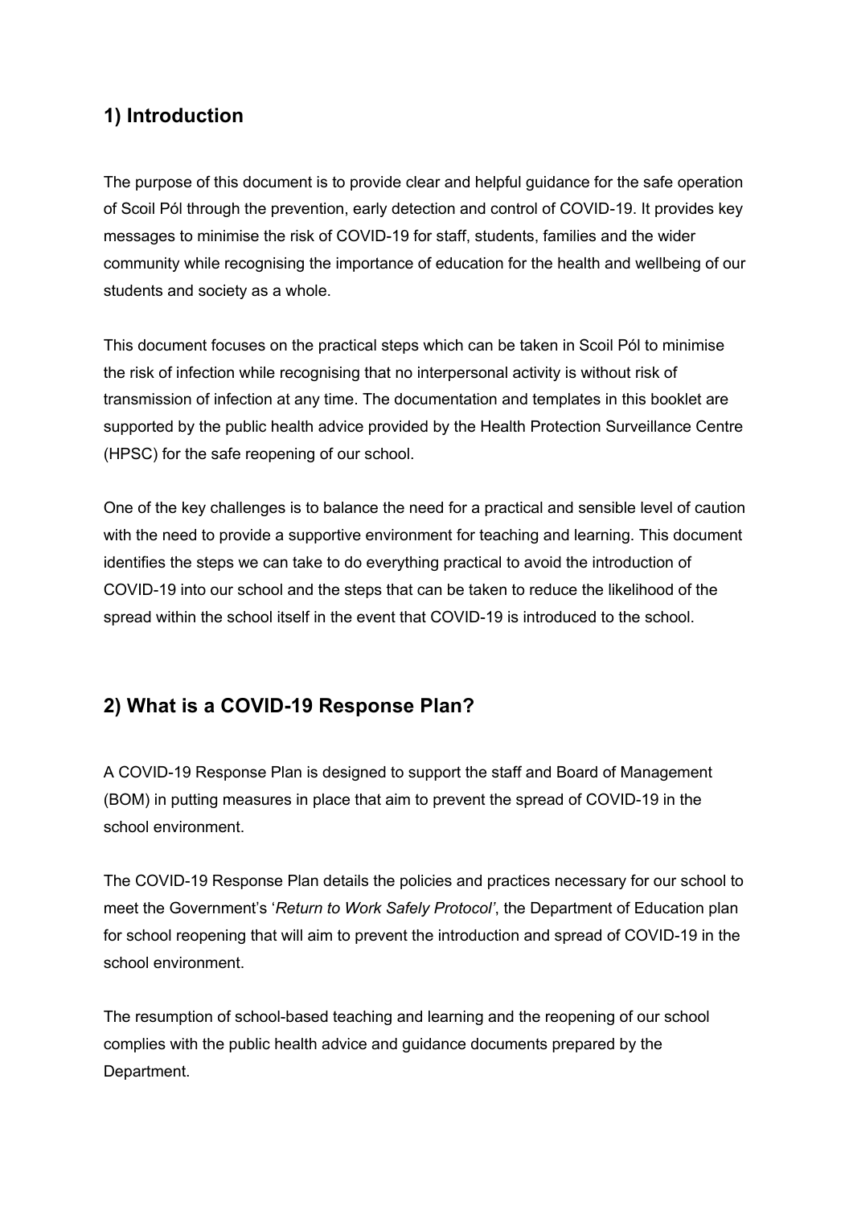## 1) Introduction

The purpose of this document is to provide clear and helpful guidance for the safe operation of Scoil Pól through the prevention, early detection and control of COVID-19. It provides key messages to minimise the risk of COVID-19 for staff, students, families and the wider community while recognising the importance of education for the health and wellbeing of our students and society as a whole.

This document focuses on the practical steps which can be taken in Scoil Pól to minimise the risk of infection while recognising that no interpersonal activity is without risk of transmission of infection at any time. The documentation and templates in this booklet are supported by the public health advice provided by the Health Protection Surveillance Centre (HPSC) for the safe reopening of our school.

One of the key challenges is to balance the need for a practical and sensible level of caution with the need to provide a supportive environment for teaching and learning. This document identifies the steps we can take to do everything practical to avoid the introduction of COVID-19 into our school and the steps that can be taken to reduce the likelihood of the spread within the school itself in the event that COVID-19 is introduced to the school.

## 2) What is a COVID-19 Response Plan?

A COVID-19 Response Plan is designed to support the staff and Board of Management (BOM) in putting measures in place that aim to prevent the spread of COVID-19 in the school environment.

The COVID-19 Response Plan details the policies and practices necessary for our school to meet the Government's '*Return to Work Safely Protocol'*, the Department of Education plan for school reopening that will aim to prevent the introduction and spread of COVID-19 in the school environment.

The resumption of school-based teaching and learning and the reopening of our school complies with the public health advice and guidance documents prepared by the Department.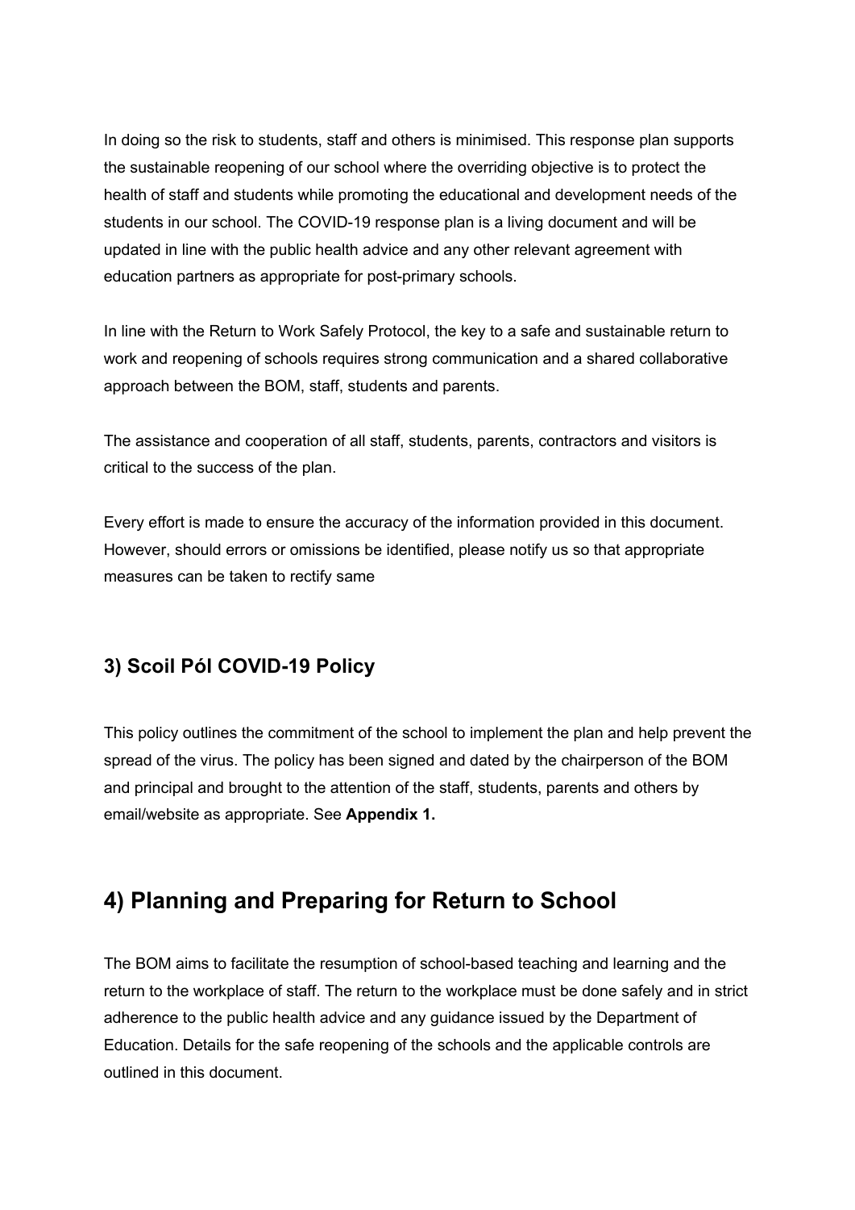In doing so the risk to students, staff and others is minimised. This response plan supports the sustainable reopening of our school where the overriding objective is to protect the health of staff and students while promoting the educational and development needs of the students in our school. The COVID-19 response plan is a living document and will be updated in line with the public health advice and any other relevant agreement with education partners as appropriate for post-primary schools.

In line with the Return to Work Safely Protocol, the key to a safe and sustainable return to work and reopening of schools requires strong communication and a shared collaborative approach between the BOM, staff, students and parents.

The assistance and cooperation of all staff, students, parents, contractors and visitors is critical to the success of the plan.

Every effort is made to ensure the accuracy of the information provided in this document. However, should errors or omissions be identified, please notify us so that appropriate measures can be taken to rectify same

### 3) Scoil Pól COVID-19 Policy

This policy outlines the commitment of the school to implement the plan and help prevent the spread of the virus. The policy has been signed and dated by the chairperson of the BOM and principal and brought to the attention of the staff, students, parents and others by email/website as appropriate. See **Appendix 1.**

## 4) Planning and Preparing for Return to School

The BOM aims to facilitate the resumption of school-based teaching and learning and the return to the workplace of staff. The return to the workplace must be done safely and in strict adherence to the public health advice and any guidance issued by the Department of Education. Details for the safe reopening of the schools and the applicable controls are outlined in this document.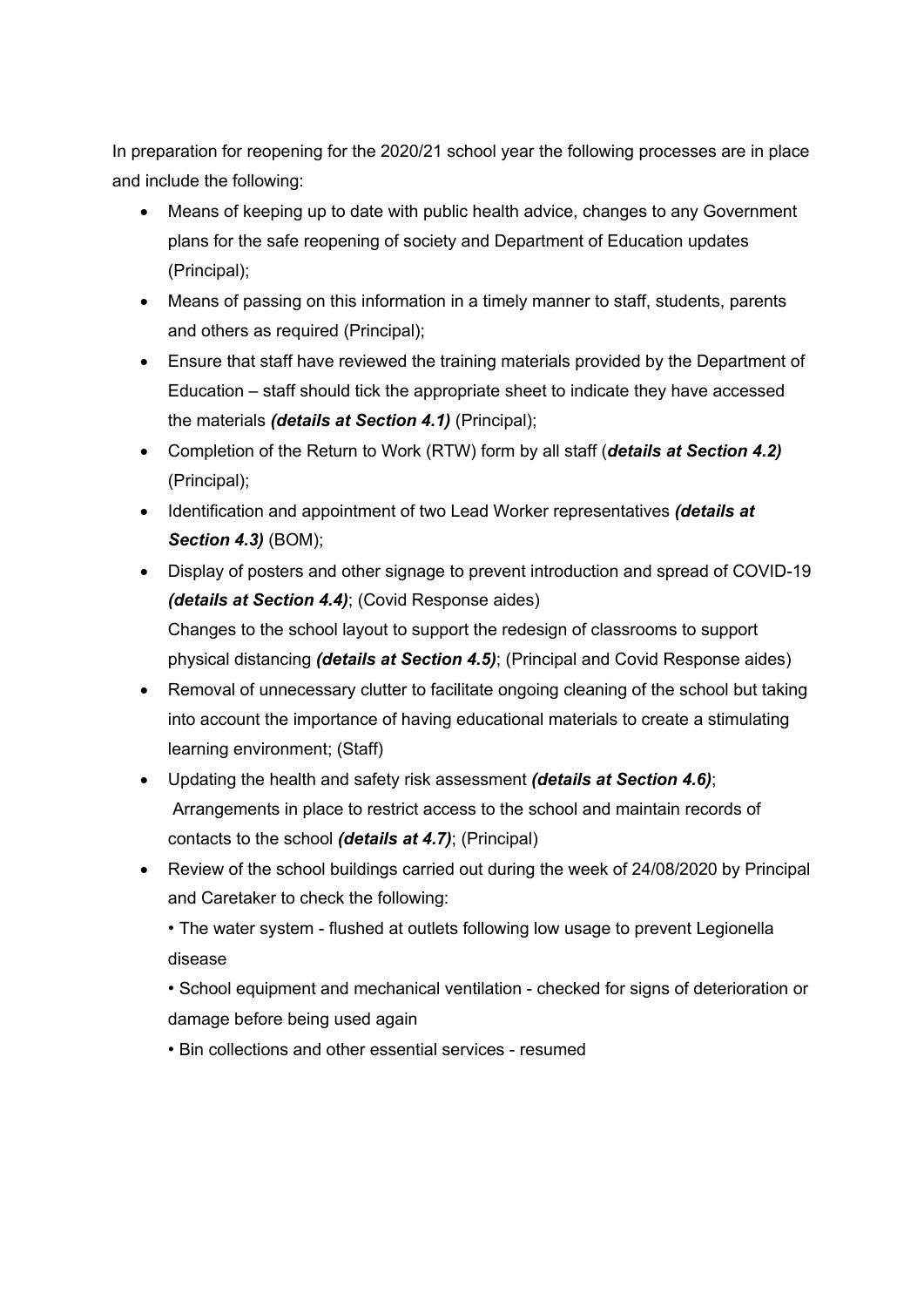In preparation for reopening for the 2020/21 school year the following processes are in place and include the following:

- Means of keeping up to date with public health advice, changes to any Government plans for the safe reopening of society and Department of Education updates (Principal);
- Means of passing on this information in a timely manner to staff, students, parents and others as required (Principal);
- Ensure that staff have reviewed the training materials provided by the Department of Education – staff should tick the appropriate sheet to indicate they have accessed the materials ***(details at Section 4.1)*** (Principal);
- Completion of the Return to Work (RTW) form by all staff (***details at Section 4.2)*** (Principal);
- Identification and appointment of two Lead Worker representatives ***(details at Section 4.3)*** (BOM);
- Display of posters and other signage to prevent introduction and spread of COVID-19 ***(details at Section 4.4)***; (Covid Response aides)
  Changes to the school layout to support the redesign of classrooms to support physical distancing ***(details at Section 4.5)***; (Principal and Covid Response aides)
- Removal of unnecessary clutter to facilitate ongoing cleaning of the school but taking into account the importance of having educational materials to create a stimulating learning environment; (Staff)
- Updating the health and safety risk assessment ***(details at Section 4.6)***;
  Arrangements in place to restrict access to the school and maintain records of contacts to the school ***(details at 4.7)***; (Principal)
- Review of the school buildings carried out during the week of 24/08/2020 by Principal and Caretaker to check the following:

  • The water system - flushed at outlets following low usage to prevent Legionella disease

  • School equipment and mechanical ventilation - checked for signs of deterioration or damage before being used again

  • Bin collections and other essential services - resumed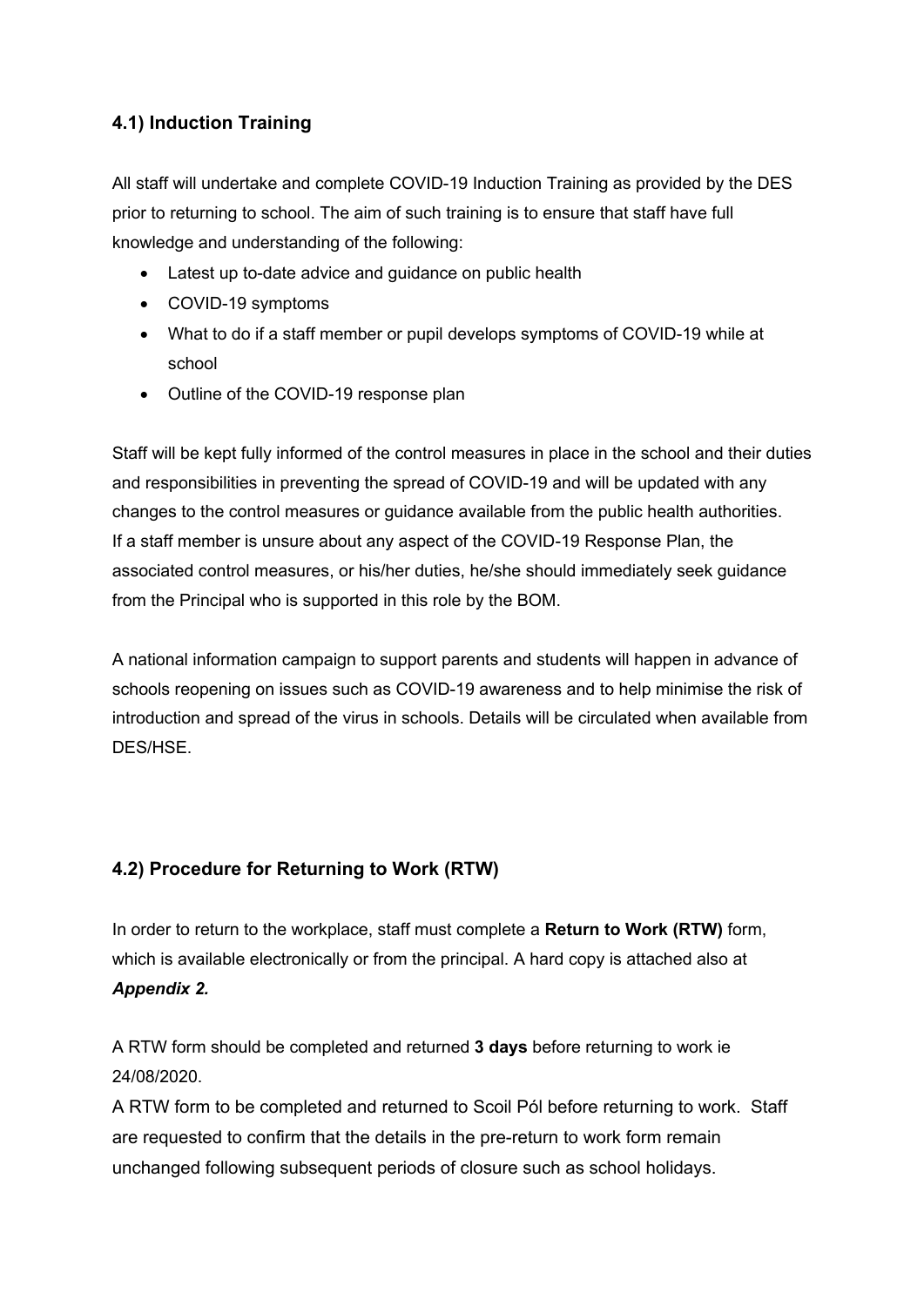### 4.1) Induction Training

All staff will undertake and complete COVID-19 Induction Training as provided by the DES prior to returning to school. The aim of such training is to ensure that staff have full knowledge and understanding of the following:

- Latest up to-date advice and guidance on public health
- COVID-19 symptoms
- What to do if a staff member or pupil develops symptoms of COVID-19 while at school
- Outline of the COVID-19 response plan

Staff will be kept fully informed of the control measures in place in the school and their duties and responsibilities in preventing the spread of COVID-19 and will be updated with any changes to the control measures or guidance available from the public health authorities. If a staff member is unsure about any aspect of the COVID-19 Response Plan, the associated control measures, or his/her duties, he/she should immediately seek guidance from the Principal who is supported in this role by the BOM.

A national information campaign to support parents and students will happen in advance of schools reopening on issues such as COVID-19 awareness and to help minimise the risk of introduction and spread of the virus in schools. Details will be circulated when available from DES/HSE.

### 4.2) Procedure for Returning to Work (RTW)

In order to return to the workplace, staff must complete a **Return to Work (RTW)** form, which is available electronically or from the principal. A hard copy is attached also at ***Appendix 2.***

A RTW form should be completed and returned **3 days** before returning to work ie 24/08/2020.

A RTW form to be completed and returned to Scoil Pól before returning to work. Staff are requested to confirm that the details in the pre-return to work form remain unchanged following subsequent periods of closure such as school holidays.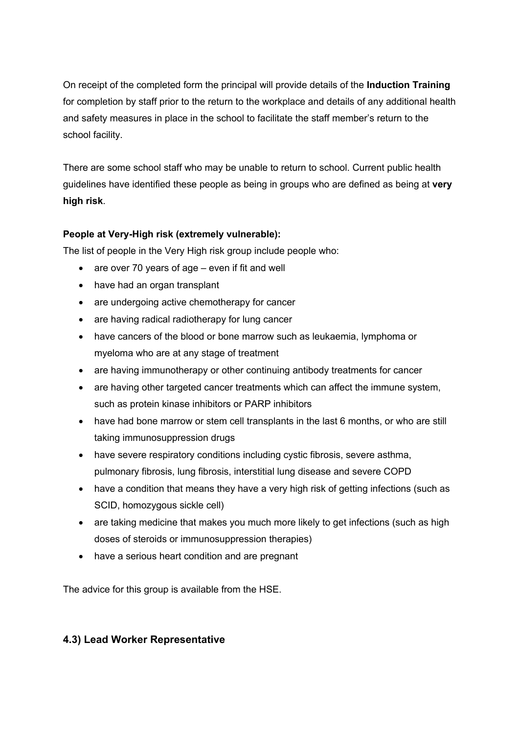On receipt of the completed form the principal will provide details of the **Induction Training** for completion by staff prior to the return to the workplace and details of any additional health and safety measures in place in the school to facilitate the staff member's return to the school facility.

There are some school staff who may be unable to return to school. Current public health guidelines have identified these people as being in groups who are defined as being at **very high risk**.

**People at Very-High risk (extremely vulnerable):**

The list of people in the Very High risk group include people who:

- are over 70 years of age – even if fit and well
- have had an organ transplant
- are undergoing active chemotherapy for cancer
- are having radical radiotherapy for lung cancer
- have cancers of the blood or bone marrow such as leukaemia, lymphoma or myeloma who are at any stage of treatment
- are having immunotherapy or other continuing antibody treatments for cancer
- are having other targeted cancer treatments which can affect the immune system, such as protein kinase inhibitors or PARP inhibitors
- have had bone marrow or stem cell transplants in the last 6 months, or who are still taking immunosuppression drugs
- have severe respiratory conditions including cystic fibrosis, severe asthma, pulmonary fibrosis, lung fibrosis, interstitial lung disease and severe COPD
- have a condition that means they have a very high risk of getting infections (such as SCID, homozygous sickle cell)
- are taking medicine that makes you much more likely to get infections (such as high doses of steroids or immunosuppression therapies)
- have a serious heart condition and are pregnant

The advice for this group is available from the HSE.

## 4.3) Lead Worker Representative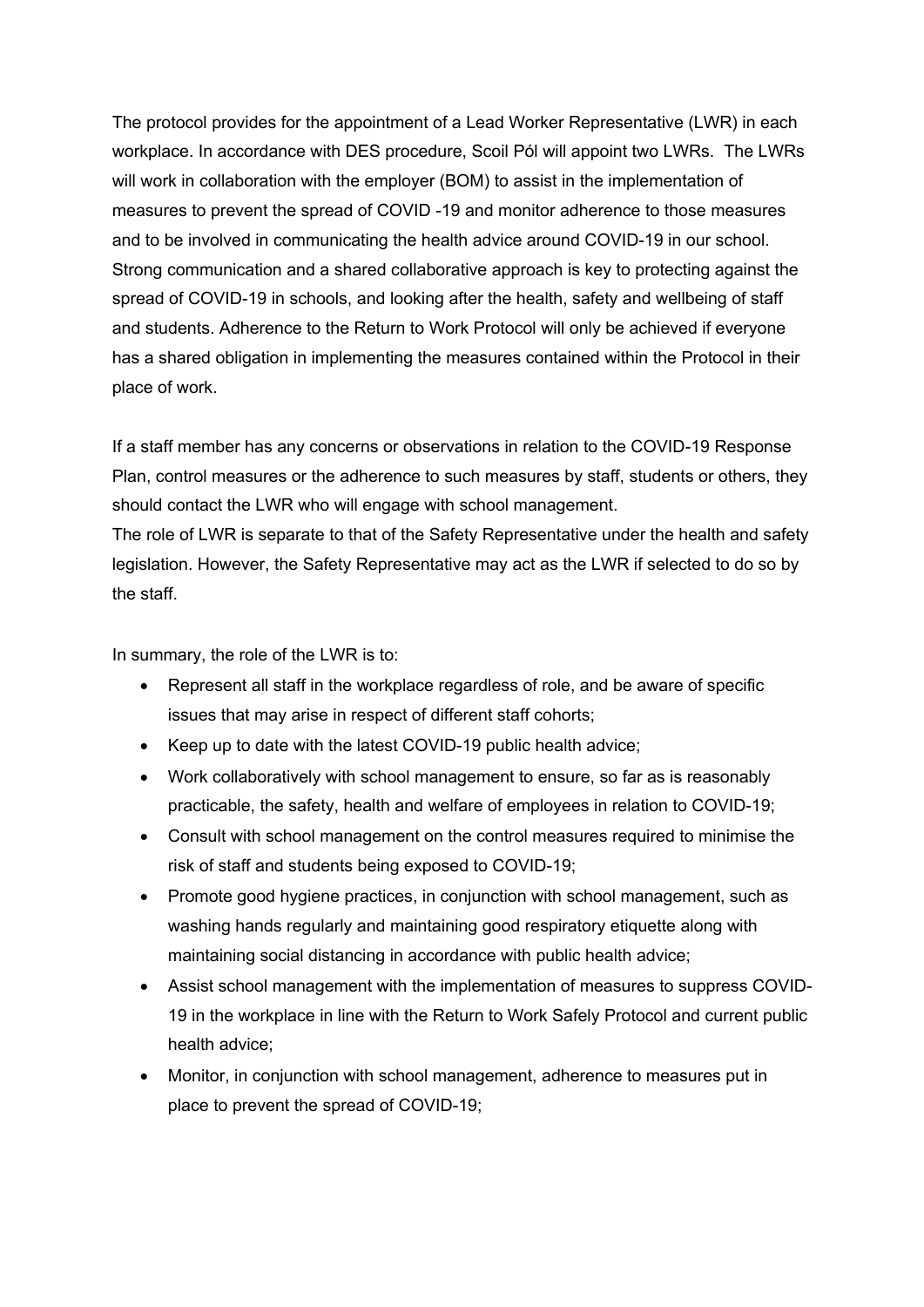The protocol provides for the appointment of a Lead Worker Representative (LWR) in each workplace. In accordance with DES procedure, Scoil Pól will appoint two LWRs. The LWRs will work in collaboration with the employer (BOM) to assist in the implementation of measures to prevent the spread of COVID -19 and monitor adherence to those measures and to be involved in communicating the health advice around COVID-19 in our school. Strong communication and a shared collaborative approach is key to protecting against the spread of COVID-19 in schools, and looking after the health, safety and wellbeing of staff and students. Adherence to the Return to Work Protocol will only be achieved if everyone has a shared obligation in implementing the measures contained within the Protocol in their place of work.

If a staff member has any concerns or observations in relation to the COVID-19 Response Plan, control measures or the adherence to such measures by staff, students or others, they should contact the LWR who will engage with school management.
The role of LWR is separate to that of the Safety Representative under the health and safety legislation. However, the Safety Representative may act as the LWR if selected to do so by the staff.

In summary, the role of the LWR is to:

- Represent all staff in the workplace regardless of role, and be aware of specific issues that may arise in respect of different staff cohorts;
- Keep up to date with the latest COVID-19 public health advice;
- Work collaboratively with school management to ensure, so far as is reasonably practicable, the safety, health and welfare of employees in relation to COVID-19;
- Consult with school management on the control measures required to minimise the risk of staff and students being exposed to COVID-19;
- Promote good hygiene practices, in conjunction with school management, such as washing hands regularly and maintaining good respiratory etiquette along with maintaining social distancing in accordance with public health advice;
- Assist school management with the implementation of measures to suppress COVID-19 in the workplace in line with the Return to Work Safely Protocol and current public health advice;
- Monitor, in conjunction with school management, adherence to measures put in place to prevent the spread of COVID-19;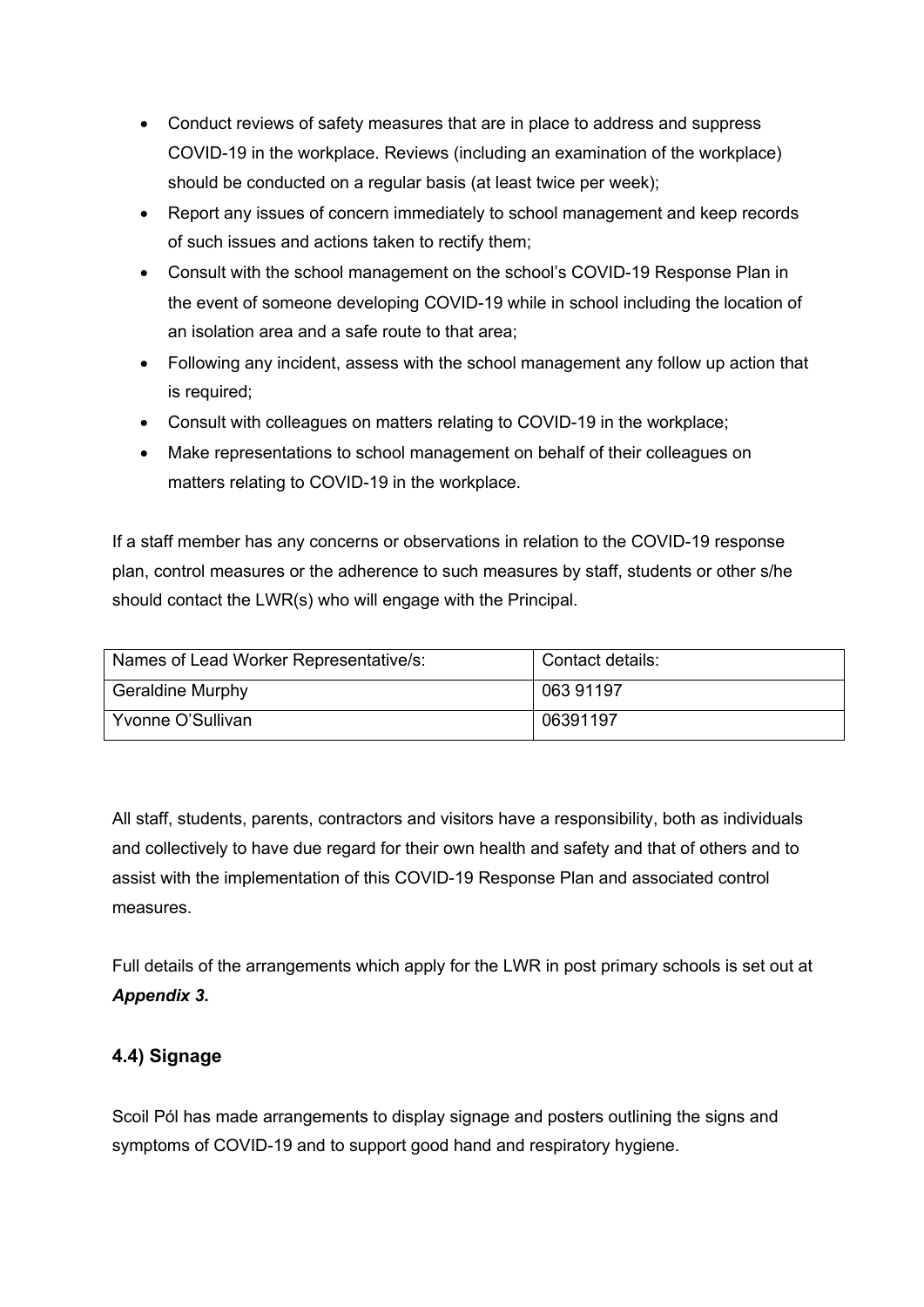- Conduct reviews of safety measures that are in place to address and suppress COVID-19 in the workplace. Reviews (including an examination of the workplace) should be conducted on a regular basis (at least twice per week);
- Report any issues of concern immediately to school management and keep records of such issues and actions taken to rectify them;
- Consult with the school management on the school's COVID-19 Response Plan in the event of someone developing COVID-19 while in school including the location of an isolation area and a safe route to that area;
- Following any incident, assess with the school management any follow up action that is required;
- Consult with colleagues on matters relating to COVID-19 in the workplace;
- Make representations to school management on behalf of their colleagues on matters relating to COVID-19 in the workplace.

If a staff member has any concerns or observations in relation to the COVID-19 response plan, control measures or the adherence to such measures by staff, students or other s/he should contact the LWR(s) who will engage with the Principal.

| Names of Lead Worker Representative/s: | Contact details: |
|---|---|
| Geraldine Murphy | 063 91197 |
| Yvonne O'Sullivan | 06391197 |

All staff, students, parents, contractors and visitors have a responsibility, both as individuals and collectively to have due regard for their own health and safety and that of others and to assist with the implementation of this COVID-19 Response Plan and associated control measures.

Full details of the arrangements which apply for the LWR in post primary schools is set out at ***Appendix 3***.

## 4.4) Signage

Scoil Pól has made arrangements to display signage and posters outlining the signs and symptoms of COVID-19 and to support good hand and respiratory hygiene.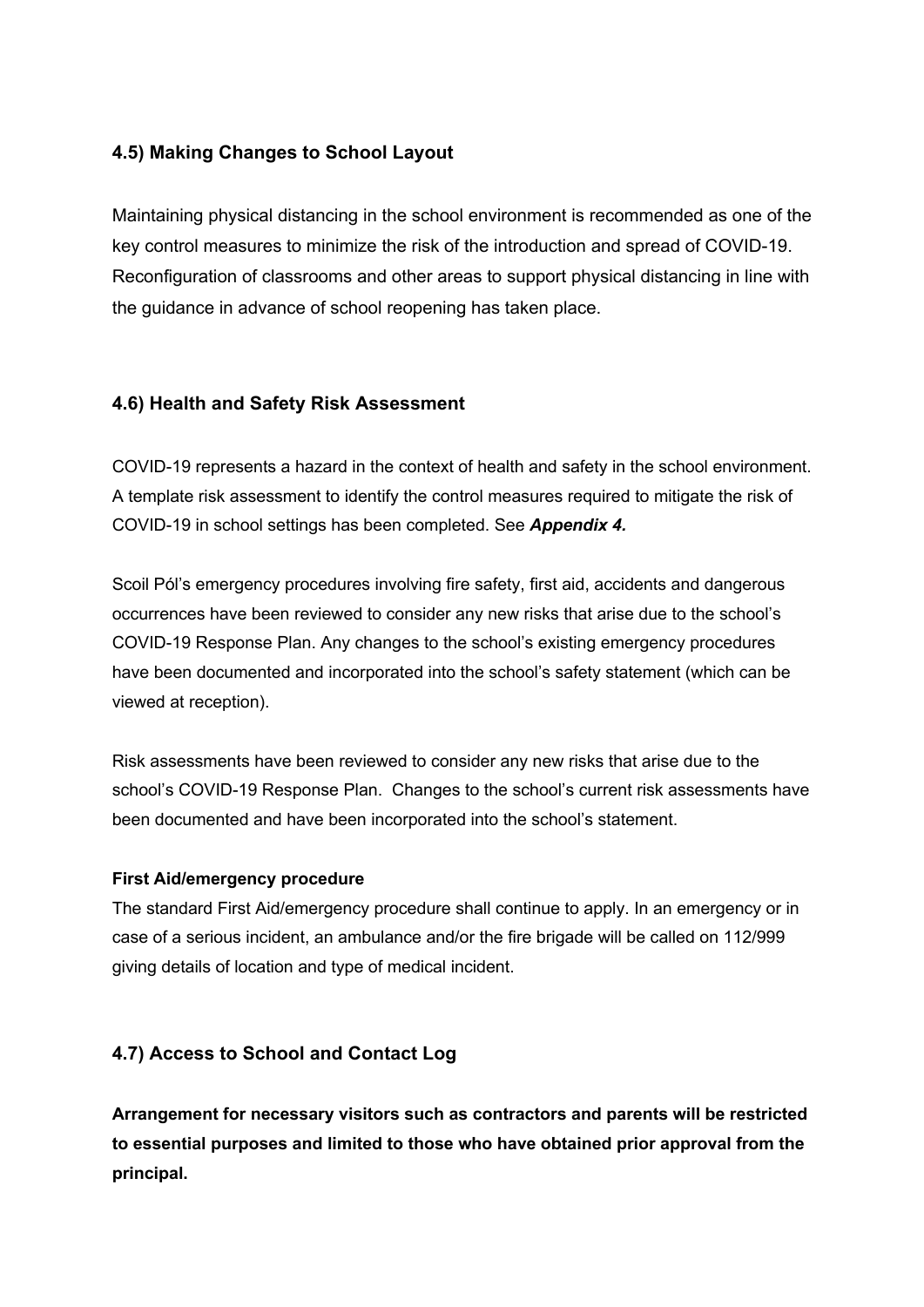### 4.5) Making Changes to School Layout

Maintaining physical distancing in the school environment is recommended as one of the key control measures to minimize the risk of the introduction and spread of COVID-19. Reconfiguration of classrooms and other areas to support physical distancing in line with the guidance in advance of school reopening has taken place.

### 4.6) Health and Safety Risk Assessment

COVID-19 represents a hazard in the context of health and safety in the school environment. A template risk assessment to identify the control measures required to mitigate the risk of COVID-19 in school settings has been completed. See ***Appendix 4.***

Scoil Pól's emergency procedures involving fire safety, first aid, accidents and dangerous occurrences have been reviewed to consider any new risks that arise due to the school's COVID-19 Response Plan. Any changes to the school's existing emergency procedures have been documented and incorporated into the school's safety statement (which can be viewed at reception).

Risk assessments have been reviewed to consider any new risks that arise due to the school's COVID-19 Response Plan. Changes to the school's current risk assessments have been documented and have been incorporated into the school's statement.

**First Aid/emergency procedure**

The standard First Aid/emergency procedure shall continue to apply. In an emergency or in case of a serious incident, an ambulance and/or the fire brigade will be called on 112/999 giving details of location and type of medical incident.

### 4.7) Access to School and Contact Log

**Arrangement for necessary visitors such as contractors and parents will be restricted to essential purposes and limited to those who have obtained prior approval from the principal.**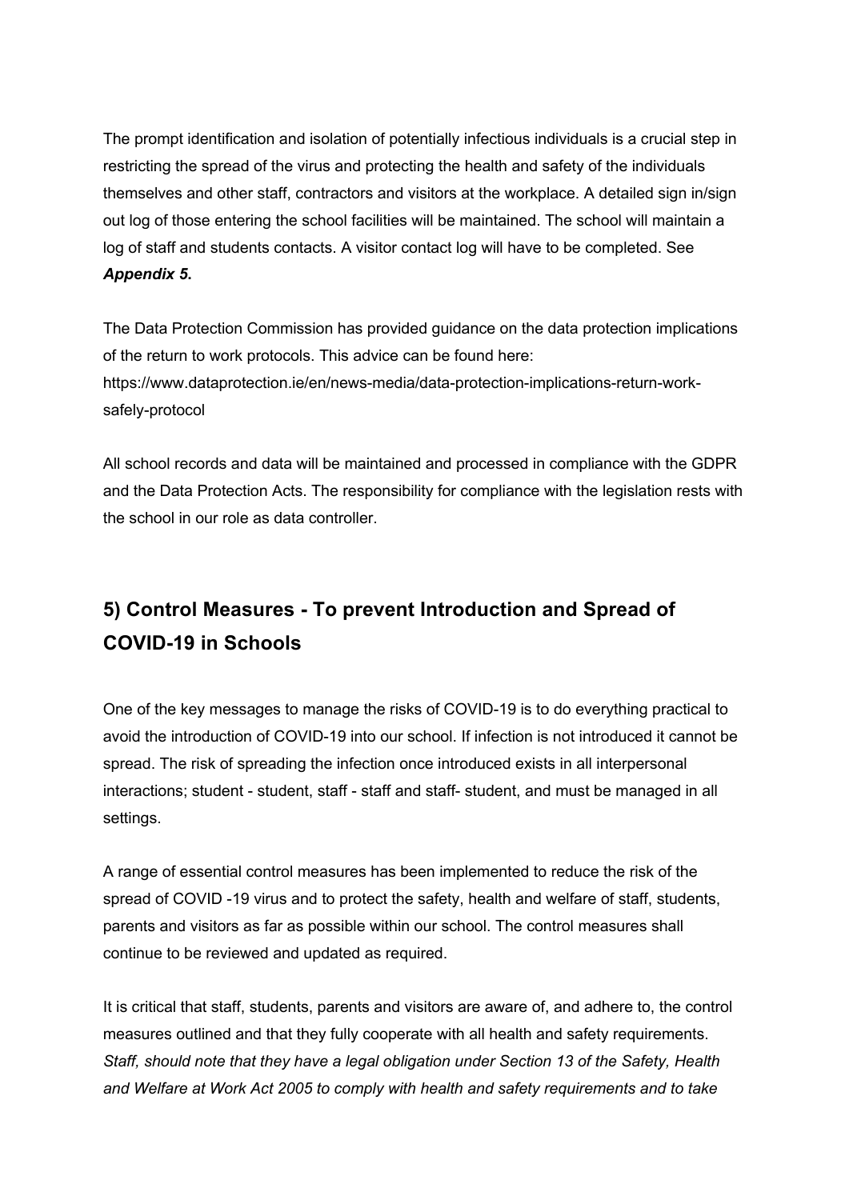The prompt identification and isolation of potentially infectious individuals is a crucial step in restricting the spread of the virus and protecting the health and safety of the individuals themselves and other staff, contractors and visitors at the workplace. A detailed sign in/sign out log of those entering the school facilities will be maintained. The school will maintain a log of staff and students contacts. A visitor contact log will have to be completed. See ***Appendix 5*.**

The Data Protection Commission has provided guidance on the data protection implications of the return to work protocols. This advice can be found here: https://www.dataprotection.ie/en/news-media/data-protection-implications-return-work-safely-protocol

All school records and data will be maintained and processed in compliance with the GDPR and the Data Protection Acts. The responsibility for compliance with the legislation rests with the school in our role as data controller.

## 5) Control Measures - To prevent Introduction and Spread of COVID-19 in Schools

One of the key messages to manage the risks of COVID-19 is to do everything practical to avoid the introduction of COVID-19 into our school. If infection is not introduced it cannot be spread. The risk of spreading the infection once introduced exists in all interpersonal interactions; student - student, staff - staff and staff- student, and must be managed in all settings.

A range of essential control measures has been implemented to reduce the risk of the spread of COVID -19 virus and to protect the safety, health and welfare of staff, students, parents and visitors as far as possible within our school. The control measures shall continue to be reviewed and updated as required.

It is critical that staff, students, parents and visitors are aware of, and adhere to, the control measures outlined and that they fully cooperate with all health and safety requirements. *Staff, should note that they have a legal obligation under Section 13 of the Safety, Health and Welfare at Work Act 2005 to comply with health and safety requirements and to take*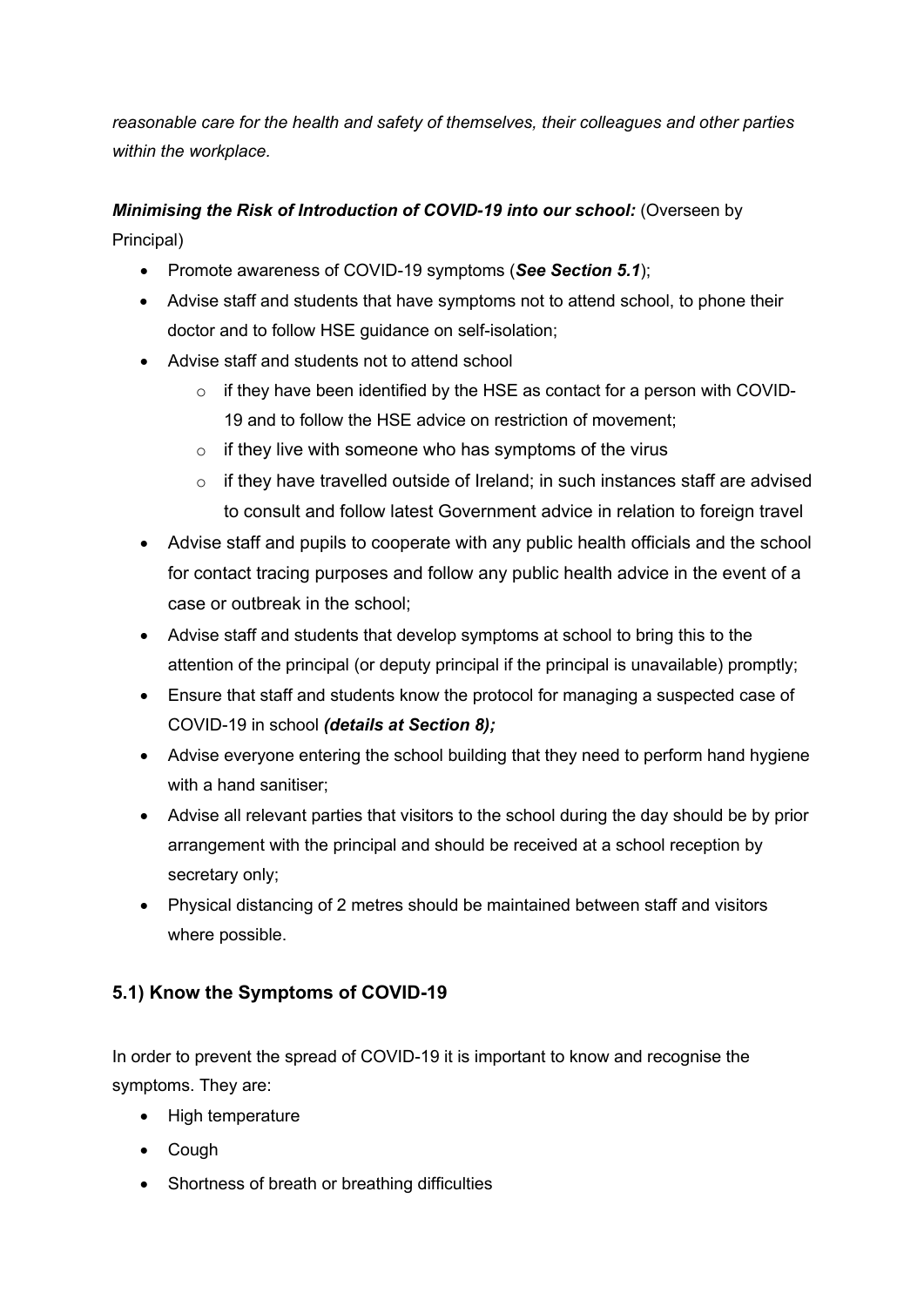*reasonable care for the health and safety of themselves, their colleagues and other parties within the workplace.*

***Minimising the Risk of Introduction of COVID-19 into our school:*** (Overseen by Principal)

- Promote awareness of COVID-19 symptoms (***See Section 5.1***);
- Advise staff and students that have symptoms not to attend school, to phone their doctor and to follow HSE guidance on self-isolation;
- Advise staff and students not to attend school
  - if they have been identified by the HSE as contact for a person with COVID-19 and to follow the HSE advice on restriction of movement;
  - if they live with someone who has symptoms of the virus
  - if they have travelled outside of Ireland; in such instances staff are advised to consult and follow latest Government advice in relation to foreign travel
- Advise staff and pupils to cooperate with any public health officials and the school for contact tracing purposes and follow any public health advice in the event of a case or outbreak in the school;
- Advise staff and students that develop symptoms at school to bring this to the attention of the principal (or deputy principal if the principal is unavailable) promptly;
- Ensure that staff and students know the protocol for managing a suspected case of COVID-19 in school ***(details at Section 8);***
- Advise everyone entering the school building that they need to perform hand hygiene with a hand sanitiser;
- Advise all relevant parties that visitors to the school during the day should be by prior arrangement with the principal and should be received at a school reception by secretary only;
- Physical distancing of 2 metres should be maintained between staff and visitors where possible.

## 5.1) Know the Symptoms of COVID-19

In order to prevent the spread of COVID-19 it is important to know and recognise the symptoms. They are:

- High temperature
- Cough
- Shortness of breath or breathing difficulties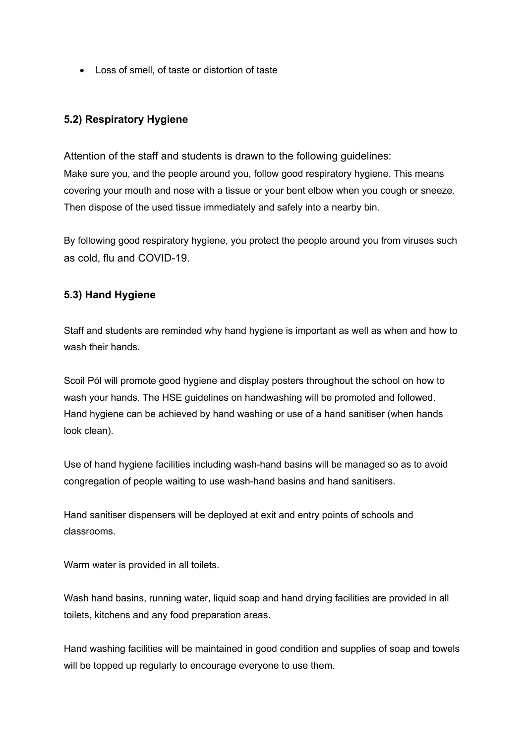- Loss of smell, of taste or distortion of taste

### 5.2) Respiratory Hygiene

Attention of the staff and students is drawn to the following guidelines:
Make sure you, and the people around you, follow good respiratory hygiene. This means covering your mouth and nose with a tissue or your bent elbow when you cough or sneeze. Then dispose of the used tissue immediately and safely into a nearby bin.

By following good respiratory hygiene, you protect the people around you from viruses such as cold, flu and COVID-19.

### 5.3) Hand Hygiene

Staff and students are reminded why hand hygiene is important as well as when and how to wash their hands.

Scoil Pól will promote good hygiene and display posters throughout the school on how to wash your hands. The HSE guidelines on handwashing will be promoted and followed. Hand hygiene can be achieved by hand washing or use of a hand sanitiser (when hands look clean).

Use of hand hygiene facilities including wash-hand basins will be managed so as to avoid congregation of people waiting to use wash-hand basins and hand sanitisers.

Hand sanitiser dispensers will be deployed at exit and entry points of schools and classrooms.

Warm water is provided in all toilets.

Wash hand basins, running water, liquid soap and hand drying facilities are provided in all toilets, kitchens and any food preparation areas.

Hand washing facilities will be maintained in good condition and supplies of soap and towels will be topped up regularly to encourage everyone to use them.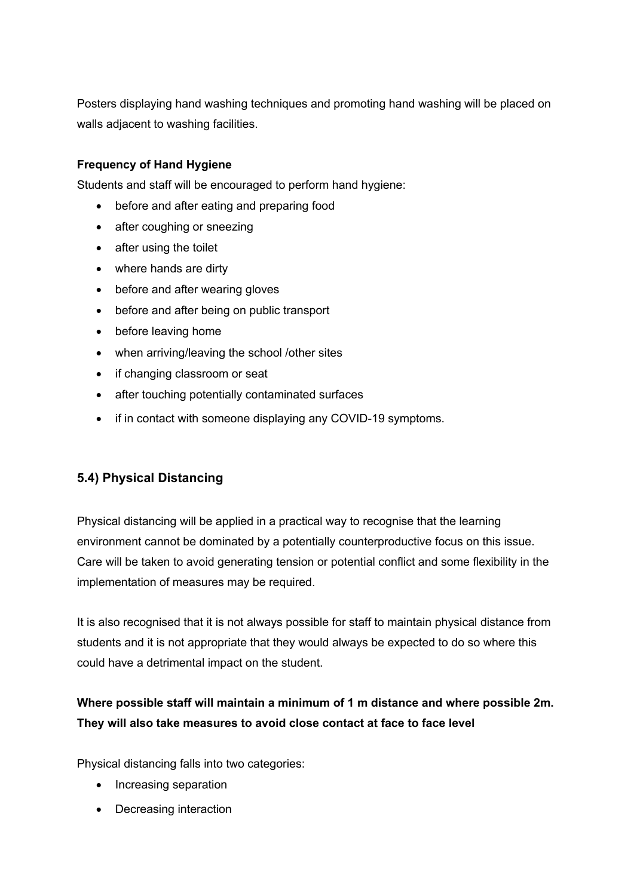Posters displaying hand washing techniques and promoting hand washing will be placed on walls adjacent to washing facilities.

**Frequency of Hand Hygiene**

Students and staff will be encouraged to perform hand hygiene:

- before and after eating and preparing food
- after coughing or sneezing
- after using the toilet
- where hands are dirty
- before and after wearing gloves
- before and after being on public transport
- before leaving home
- when arriving/leaving the school /other sites
- if changing classroom or seat
- after touching potentially contaminated surfaces
- if in contact with someone displaying any COVID-19 symptoms.

## 5.4) Physical Distancing

Physical distancing will be applied in a practical way to recognise that the learning environment cannot be dominated by a potentially counterproductive focus on this issue. Care will be taken to avoid generating tension or potential conflict and some flexibility in the implementation of measures may be required.

It is also recognised that it is not always possible for staff to maintain physical distance from students and it is not appropriate that they would always be expected to do so where this could have a detrimental impact on the student.

**Where possible staff will maintain a minimum of 1 m distance and where possible 2m. They will also take measures to avoid close contact at face to face level**

Physical distancing falls into two categories:

- Increasing separation
- Decreasing interaction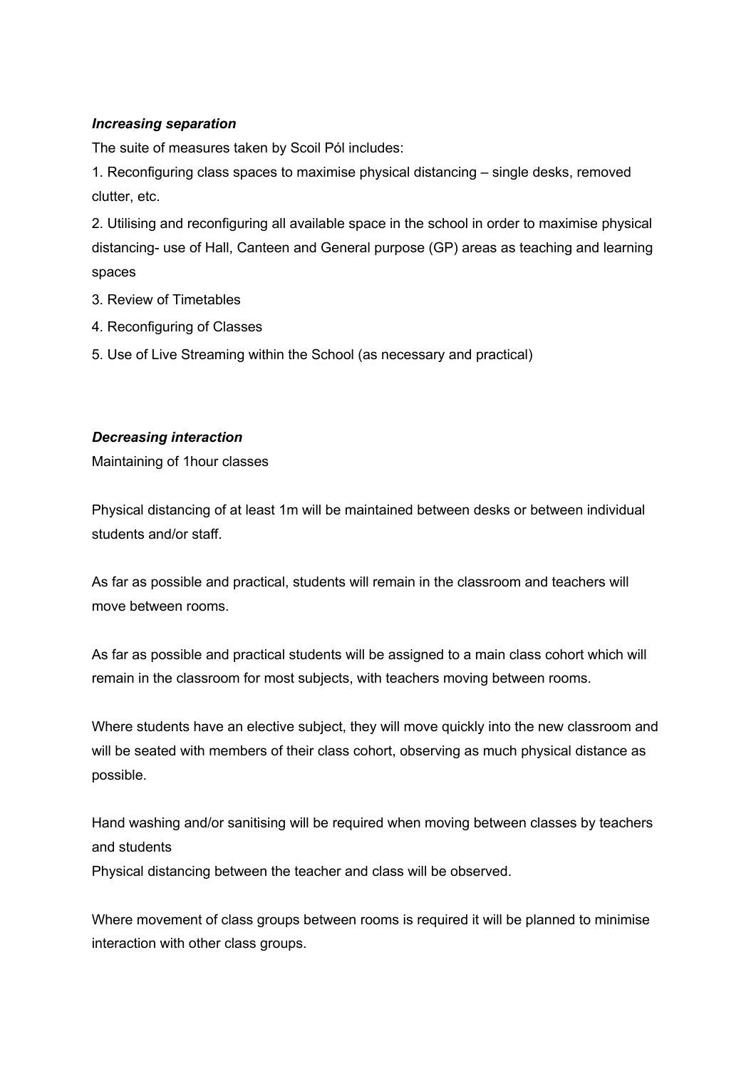***Increasing separation***

The suite of measures taken by Scoil Pól includes:

1. Reconfiguring class spaces to maximise physical distancing – single desks, removed clutter, etc.
2. Utilising and reconfiguring all available space in the school in order to maximise physical distancing- use of Hall, Canteen and General purpose (GP) areas as teaching and learning spaces
3. Review of Timetables
4. Reconfiguring of Classes
5. Use of Live Streaming within the School (as necessary and practical)

***Decreasing interaction***

Maintaining of 1hour classes

Physical distancing of at least 1m will be maintained between desks or between individual students and/or staff.

As far as possible and practical, students will remain in the classroom and teachers will move between rooms.

As far as possible and practical students will be assigned to a main class cohort which will remain in the classroom for most subjects, with teachers moving between rooms.

Where students have an elective subject, they will move quickly into the new classroom and will be seated with members of their class cohort, observing as much physical distance as possible.

Hand washing and/or sanitising will be required when moving between classes by teachers and students
Physical distancing between the teacher and class will be observed.

Where movement of class groups between rooms is required it will be planned to minimise interaction with other class groups.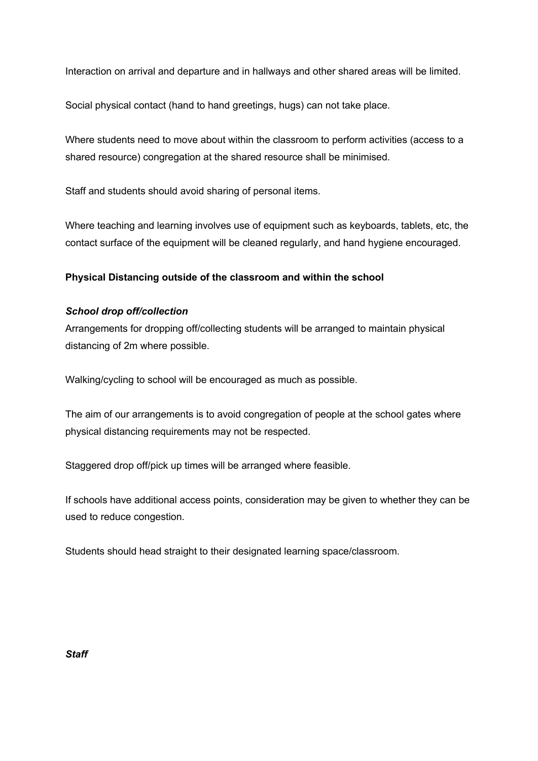Interaction on arrival and departure and in hallways and other shared areas will be limited.

Social physical contact (hand to hand greetings, hugs) can not take place.

Where students need to move about within the classroom to perform activities (access to a shared resource) congregation at the shared resource shall be minimised.

Staff and students should avoid sharing of personal items.

Where teaching and learning involves use of equipment such as keyboards, tablets, etc, the contact surface of the equipment will be cleaned regularly, and hand hygiene encouraged.

**Physical Distancing outside of the classroom and within the school**

***School drop off/collection***

Arrangements for dropping off/collecting students will be arranged to maintain physical distancing of 2m where possible.

Walking/cycling to school will be encouraged as much as possible.

The aim of our arrangements is to avoid congregation of people at the school gates where physical distancing requirements may not be respected.

Staggered drop off/pick up times will be arranged where feasible.

If schools have additional access points, consideration may be given to whether they can be used to reduce congestion.

Students should head straight to their designated learning space/classroom.

***Staff***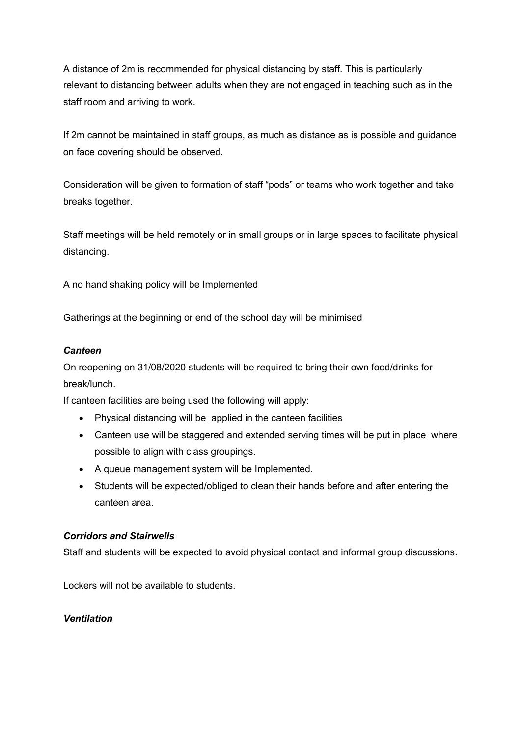A distance of 2m is recommended for physical distancing by staff. This is particularly relevant to distancing between adults when they are not engaged in teaching such as in the staff room and arriving to work.

If 2m cannot be maintained in staff groups, as much as distance as is possible and guidance on face covering should be observed.

Consideration will be given to formation of staff “pods” or teams who work together and take breaks together.

Staff meetings will be held remotely or in small groups or in large spaces to facilitate physical distancing.

A no hand shaking policy will be Implemented

Gatherings at the beginning or end of the school day will be minimised

***Canteen***

On reopening on 31/08/2020 students will be required to bring their own food/drinks for break/lunch.

If canteen facilities are being used the following will apply:

- Physical distancing will be applied in the canteen facilities
- Canteen use will be staggered and extended serving times will be put in place where possible to align with class groupings.
- A queue management system will be Implemented.
- Students will be expected/obliged to clean their hands before and after entering the canteen area.

***Corridors and Stairwells***

Staff and students will be expected to avoid physical contact and informal group discussions.

Lockers will not be available to students.

***Ventilation***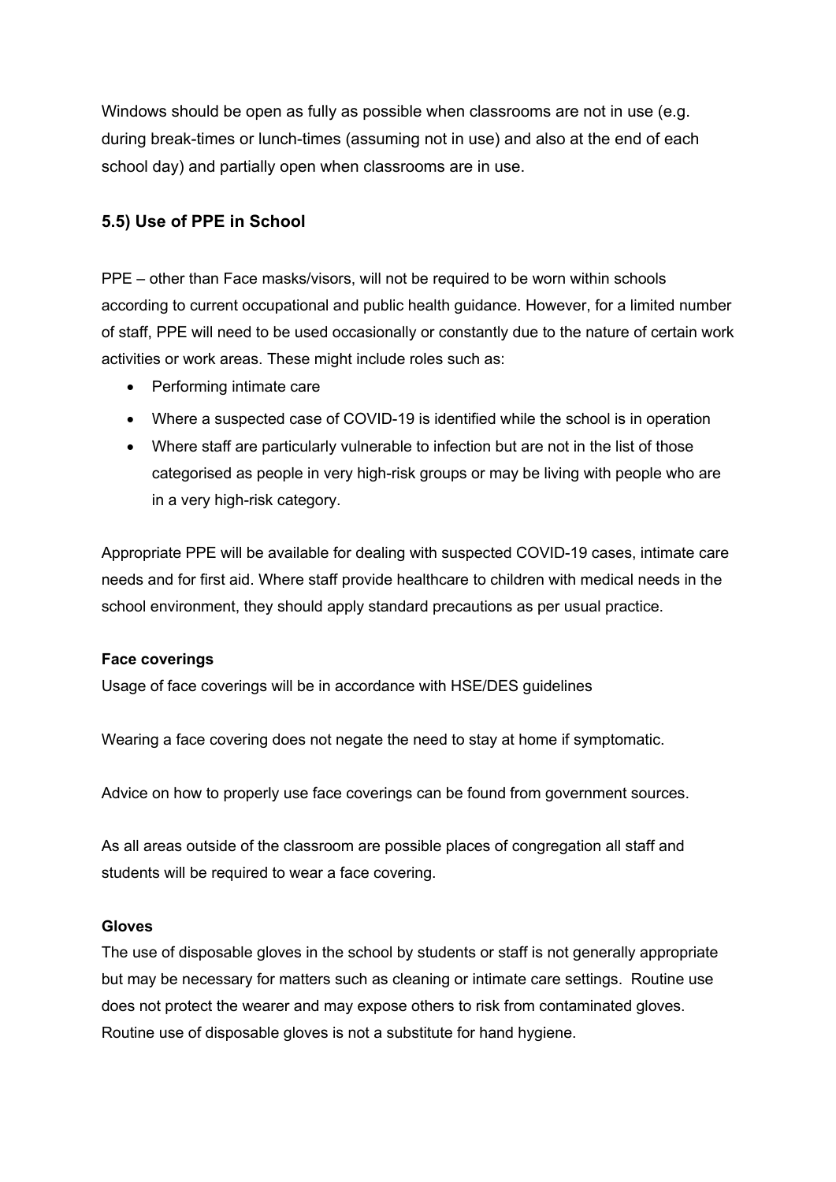Windows should be open as fully as possible when classrooms are not in use (e.g. during break-times or lunch-times (assuming not in use) and also at the end of each school day) and partially open when classrooms are in use.

### 5.5) Use of PPE in School

PPE – other than Face masks/visors, will not be required to be worn within schools according to current occupational and public health guidance. However, for a limited number of staff, PPE will need to be used occasionally or constantly due to the nature of certain work activities or work areas. These might include roles such as:

- Performing intimate care
- Where a suspected case of COVID-19 is identified while the school is in operation
- Where staff are particularly vulnerable to infection but are not in the list of those categorised as people in very high-risk groups or may be living with people who are in a very high-risk category.

Appropriate PPE will be available for dealing with suspected COVID-19 cases, intimate care needs and for first aid. Where staff provide healthcare to children with medical needs in the school environment, they should apply standard precautions as per usual practice.

**Face coverings**
Usage of face coverings will be in accordance with HSE/DES guidelines

Wearing a face covering does not negate the need to stay at home if symptomatic.

Advice on how to properly use face coverings can be found from government sources.

As all areas outside of the classroom are possible places of congregation all staff and students will be required to wear a face covering.

**Gloves**
The use of disposable gloves in the school by students or staff is not generally appropriate but may be necessary for matters such as cleaning or intimate care settings. Routine use does not protect the wearer and may expose others to risk from contaminated gloves. Routine use of disposable gloves is not a substitute for hand hygiene.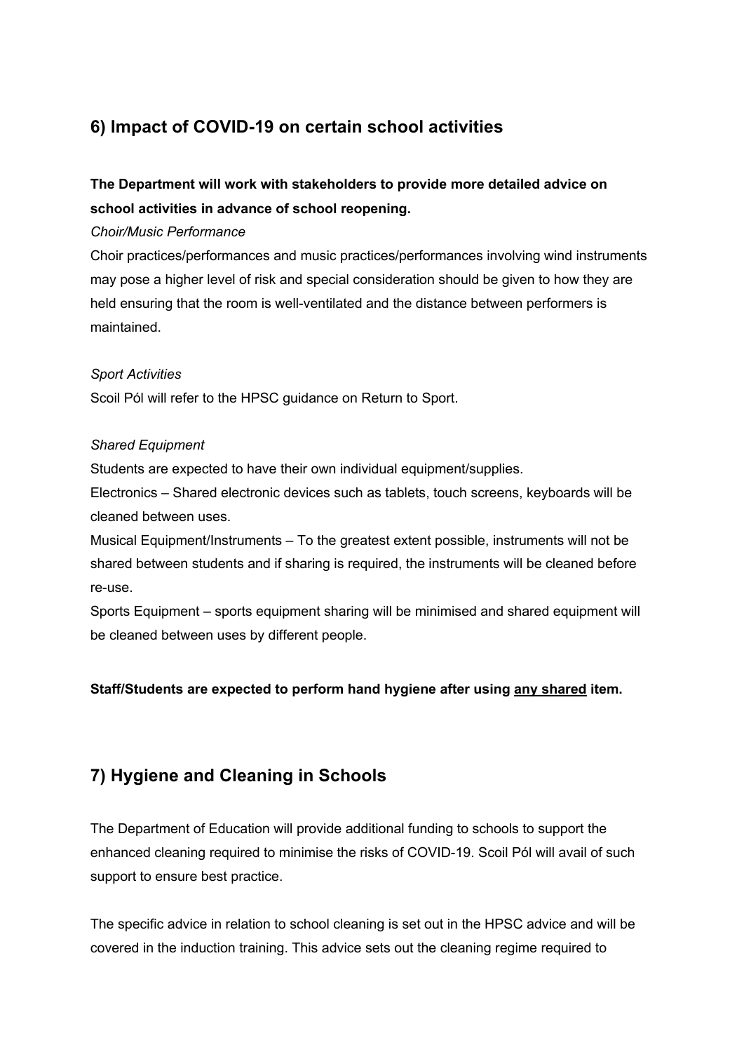## 6) Impact of COVID-19 on certain school activities

**The Department will work with stakeholders to provide more detailed advice on school activities in advance of school reopening.**

*Choir/Music Performance*

Choir practices/performances and music practices/performances involving wind instruments may pose a higher level of risk and special consideration should be given to how they are held ensuring that the room is well-ventilated and the distance between performers is maintained.

*Sport Activities*

Scoil Pól will refer to the HPSC guidance on Return to Sport.

*Shared Equipment*

Students are expected to have their own individual equipment/supplies.

Electronics – Shared electronic devices such as tablets, touch screens, keyboards will be cleaned between uses.

Musical Equipment/Instruments – To the greatest extent possible, instruments will not be shared between students and if sharing is required, the instruments will be cleaned before re-use.

Sports Equipment – sports equipment sharing will be minimised and shared equipment will be cleaned between uses by different people.

**Staff/Students are expected to perform hand hygiene after using <u>any shared</u> item.**

## 7) Hygiene and Cleaning in Schools

The Department of Education will provide additional funding to schools to support the enhanced cleaning required to minimise the risks of COVID-19. Scoil Pól will avail of such support to ensure best practice.

The specific advice in relation to school cleaning is set out in the HPSC advice and will be covered in the induction training. This advice sets out the cleaning regime required to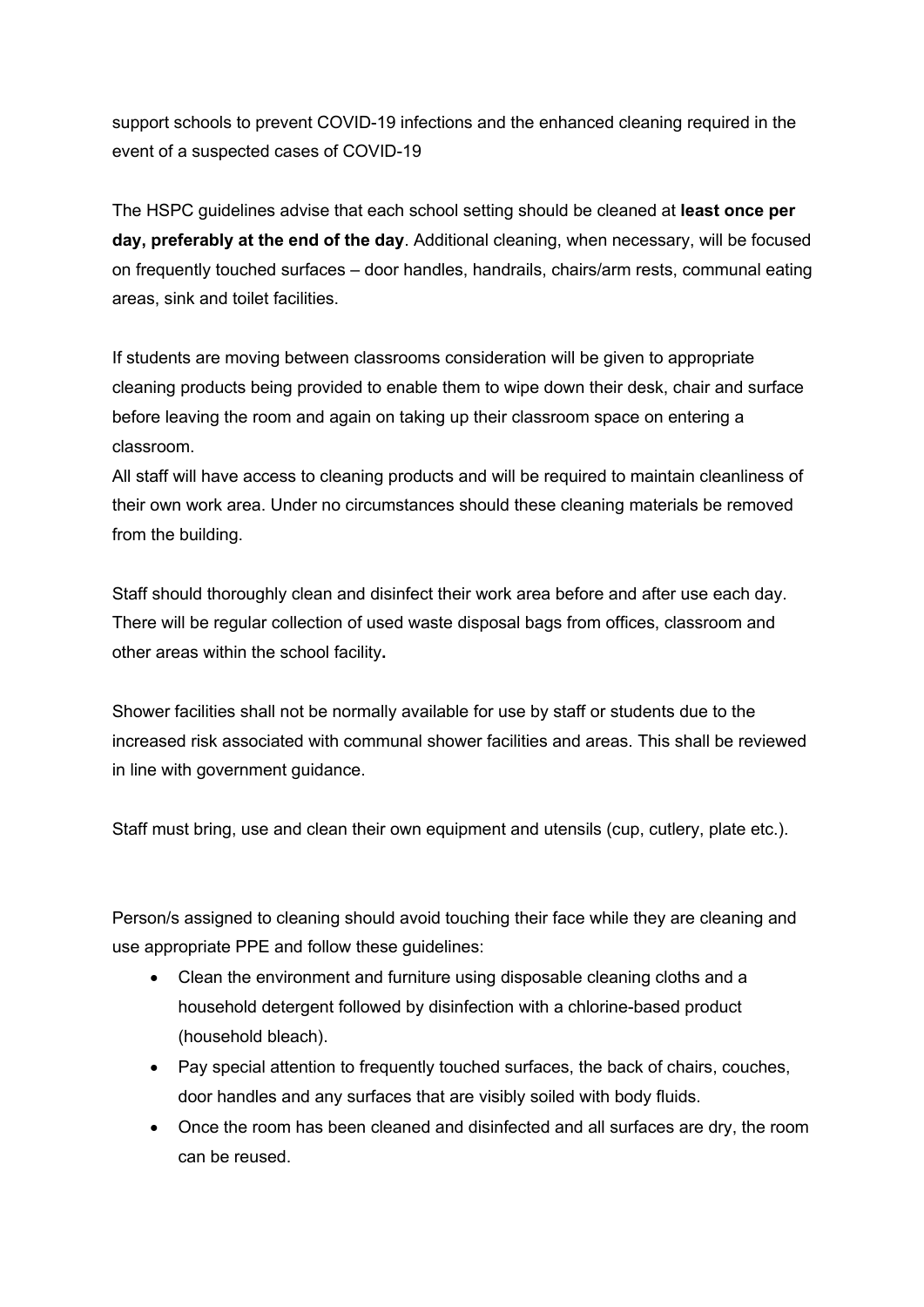support schools to prevent COVID-19 infections and the enhanced cleaning required in the event of a suspected cases of COVID-19

The HSPC guidelines advise that each school setting should be cleaned at **least once per day, preferably at the end of the day**. Additional cleaning, when necessary, will be focused on frequently touched surfaces – door handles, handrails, chairs/arm rests, communal eating areas, sink and toilet facilities.

If students are moving between classrooms consideration will be given to appropriate cleaning products being provided to enable them to wipe down their desk, chair and surface before leaving the room and again on taking up their classroom space on entering a classroom.
All staff will have access to cleaning products and will be required to maintain cleanliness of their own work area. Under no circumstances should these cleaning materials be removed from the building.

Staff should thoroughly clean and disinfect their work area before and after use each day. There will be regular collection of used waste disposal bags from offices, classroom and other areas within the school facility**.**

Shower facilities shall not be normally available for use by staff or students due to the increased risk associated with communal shower facilities and areas. This shall be reviewed in line with government guidance.

Staff must bring, use and clean their own equipment and utensils (cup, cutlery, plate etc.).

Person/s assigned to cleaning should avoid touching their face while they are cleaning and use appropriate PPE and follow these guidelines:

- Clean the environment and furniture using disposable cleaning cloths and a household detergent followed by disinfection with a chlorine-based product (household bleach).
- Pay special attention to frequently touched surfaces, the back of chairs, couches, door handles and any surfaces that are visibly soiled with body fluids.
- Once the room has been cleaned and disinfected and all surfaces are dry, the room can be reused.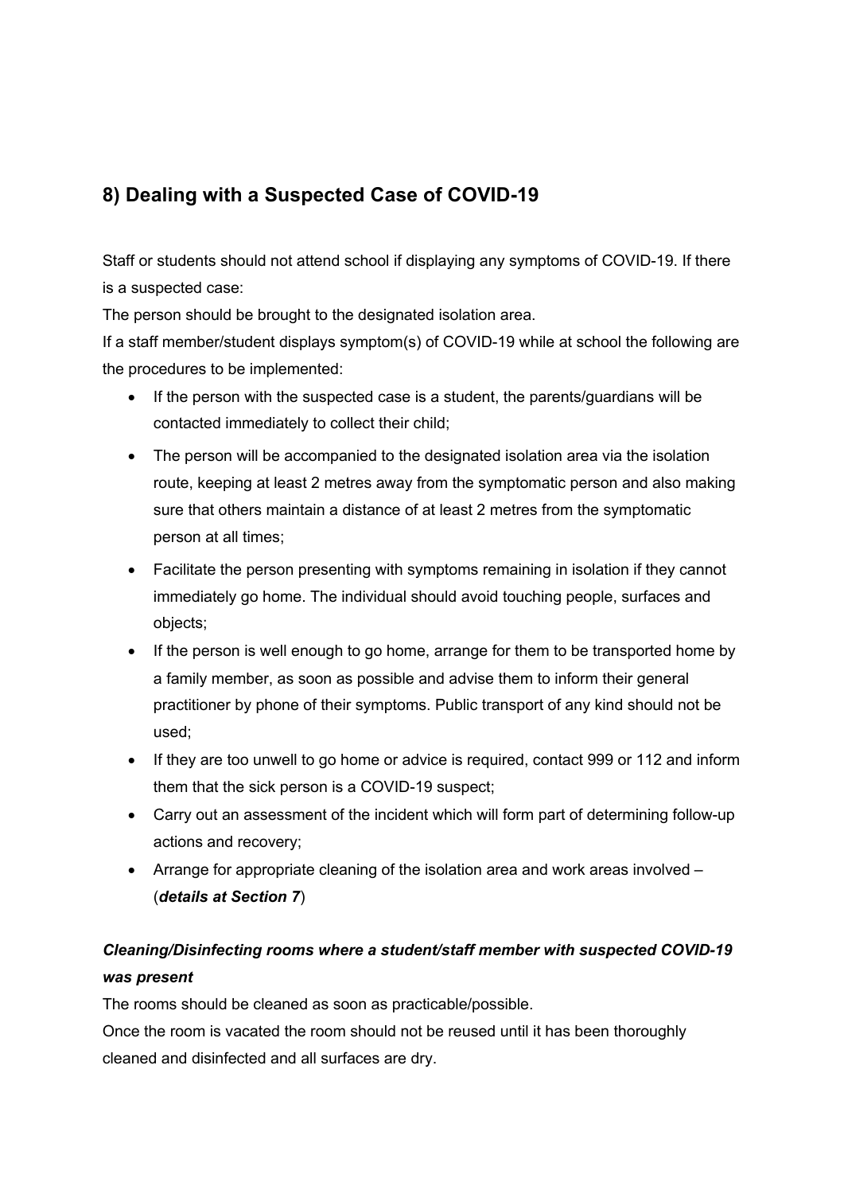## 8) Dealing with a Suspected Case of COVID-19

Staff or students should not attend school if displaying any symptoms of COVID-19. If there is a suspected case:

The person should be brought to the designated isolation area.

If a staff member/student displays symptom(s) of COVID-19 while at school the following are the procedures to be implemented:

- If the person with the suspected case is a student, the parents/guardians will be contacted immediately to collect their child;
- The person will be accompanied to the designated isolation area via the isolation route, keeping at least 2 metres away from the symptomatic person and also making sure that others maintain a distance of at least 2 metres from the symptomatic person at all times;
- Facilitate the person presenting with symptoms remaining in isolation if they cannot immediately go home. The individual should avoid touching people, surfaces and objects;
- If the person is well enough to go home, arrange for them to be transported home by a family member, as soon as possible and advise them to inform their general practitioner by phone of their symptoms. Public transport of any kind should not be used;
- If they are too unwell to go home or advice is required, contact 999 or 112 and inform them that the sick person is a COVID-19 suspect;
- Carry out an assessment of the incident which will form part of determining follow-up actions and recovery;
- Arrange for appropriate cleaning of the isolation area and work areas involved – (***details at Section 7***)

***Cleaning/Disinfecting rooms where a student/staff member with suspected COVID-19 was present***

The rooms should be cleaned as soon as practicable/possible.

Once the room is vacated the room should not be reused until it has been thoroughly cleaned and disinfected and all surfaces are dry.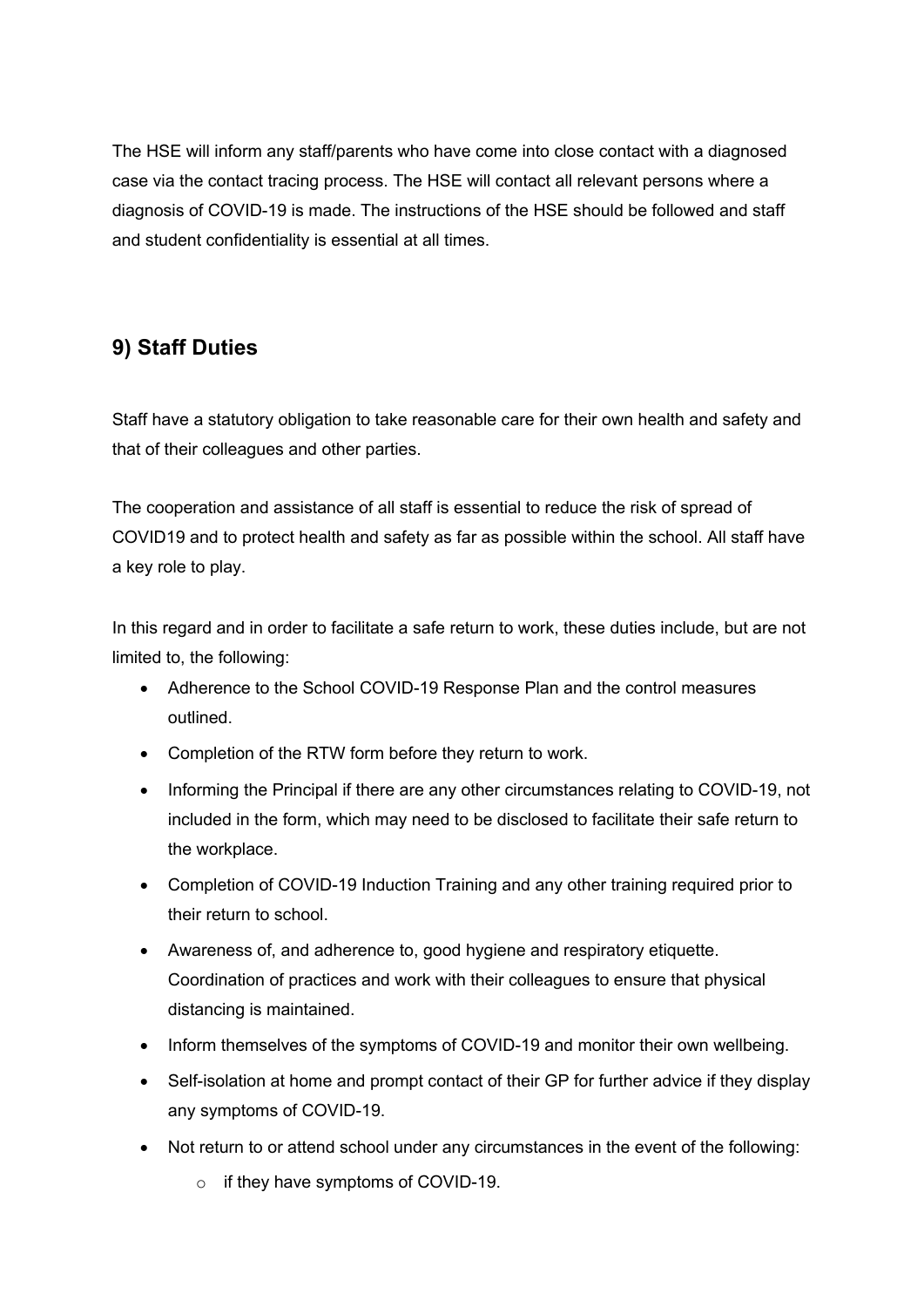The HSE will inform any staff/parents who have come into close contact with a diagnosed case via the contact tracing process. The HSE will contact all relevant persons where a diagnosis of COVID-19 is made. The instructions of the HSE should be followed and staff and student confidentiality is essential at all times.

## 9) Staff Duties

Staff have a statutory obligation to take reasonable care for their own health and safety and that of their colleagues and other parties.

The cooperation and assistance of all staff is essential to reduce the risk of spread of COVID19 and to protect health and safety as far as possible within the school. All staff have a key role to play.

In this regard and in order to facilitate a safe return to work, these duties include, but are not limited to, the following:

- Adherence to the School COVID-19 Response Plan and the control measures outlined.
- Completion of the RTW form before they return to work.
- Informing the Principal if there are any other circumstances relating to COVID-19, not included in the form, which may need to be disclosed to facilitate their safe return to the workplace.
- Completion of COVID-19 Induction Training and any other training required prior to their return to school.
- Awareness of, and adherence to, good hygiene and respiratory etiquette. Coordination of practices and work with their colleagues to ensure that physical distancing is maintained.
- Inform themselves of the symptoms of COVID-19 and monitor their own wellbeing.
- Self-isolation at home and prompt contact of their GP for further advice if they display any symptoms of COVID-19.
- Not return to or attend school under any circumstances in the event of the following:
    - if they have symptoms of COVID-19.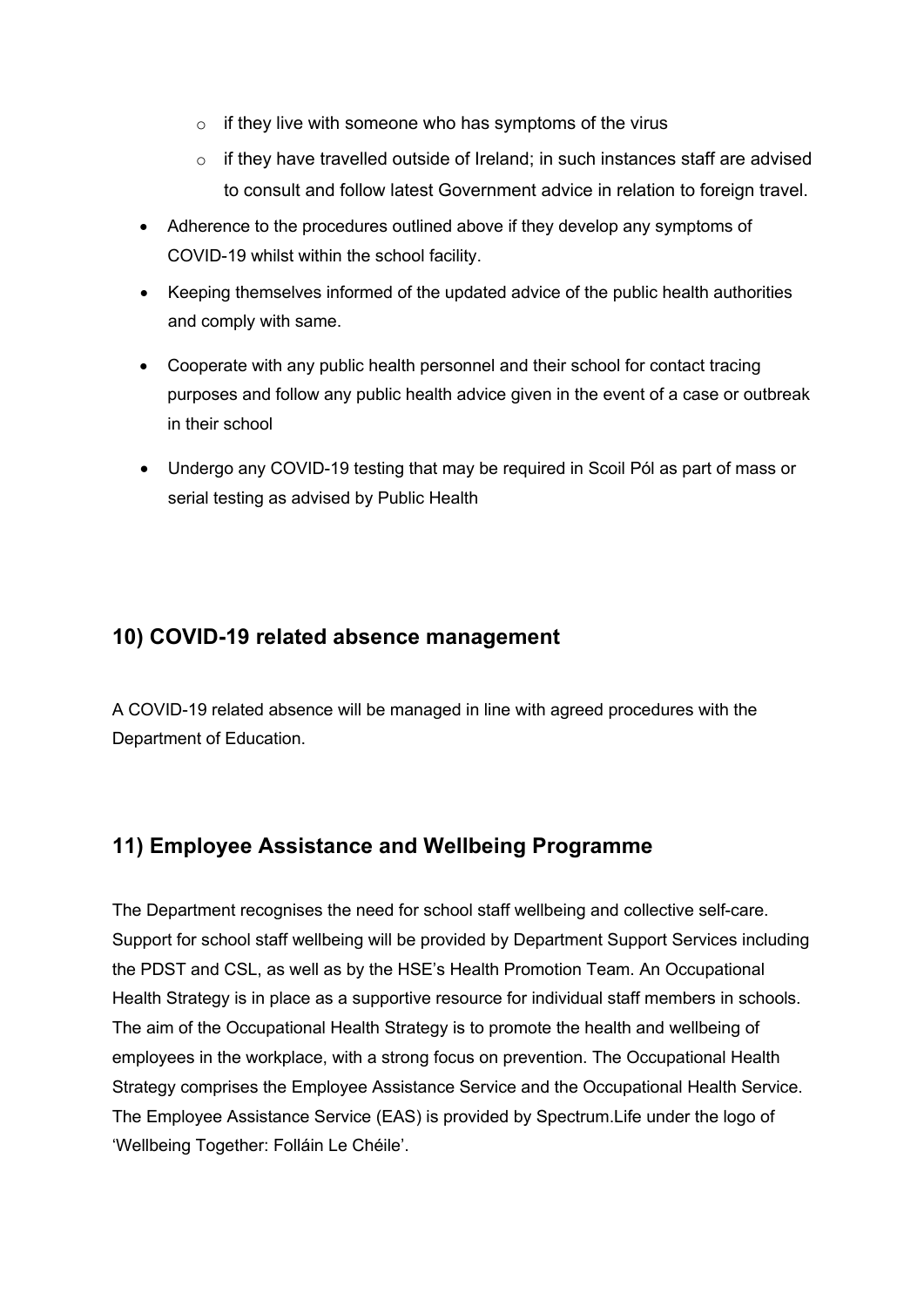- if they live with someone who has symptoms of the virus
    - if they have travelled outside of Ireland; in such instances staff are advised to consult and follow latest Government advice in relation to foreign travel.
- Adherence to the procedures outlined above if they develop any symptoms of COVID-19 whilst within the school facility.
- Keeping themselves informed of the updated advice of the public health authorities and comply with same.
- Cooperate with any public health personnel and their school for contact tracing purposes and follow any public health advice given in the event of a case or outbreak in their school
- Undergo any COVID-19 testing that may be required in Scoil Pól as part of mass or serial testing as advised by Public Health

## 10) COVID-19 related absence management

A COVID-19 related absence will be managed in line with agreed procedures with the Department of Education.

## 11) Employee Assistance and Wellbeing Programme

The Department recognises the need for school staff wellbeing and collective self-care. Support for school staff wellbeing will be provided by Department Support Services including the PDST and CSL, as well as by the HSE's Health Promotion Team. An Occupational Health Strategy is in place as a supportive resource for individual staff members in schools. The aim of the Occupational Health Strategy is to promote the health and wellbeing of employees in the workplace, with a strong focus on prevention. The Occupational Health Strategy comprises the Employee Assistance Service and the Occupational Health Service. The Employee Assistance Service (EAS) is provided by Spectrum.Life under the logo of 'Wellbeing Together: Folláin Le Chéile'.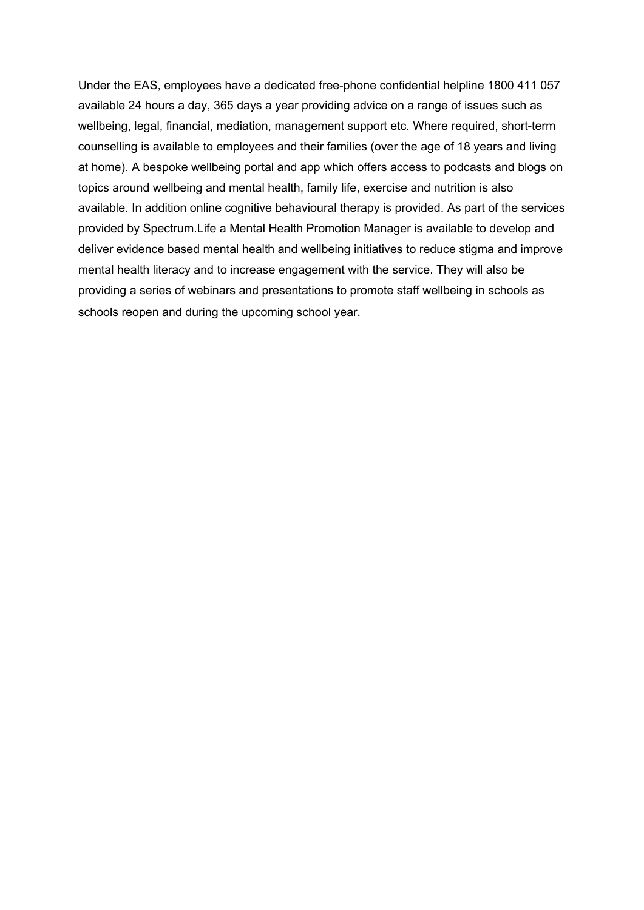Under the EAS, employees have a dedicated free-phone confidential helpline 1800 411 057 available 24 hours a day, 365 days a year providing advice on a range of issues such as wellbeing, legal, financial, mediation, management support etc. Where required, short-term counselling is available to employees and their families (over the age of 18 years and living at home). A bespoke wellbeing portal and app which offers access to podcasts and blogs on topics around wellbeing and mental health, family life, exercise and nutrition is also available. In addition online cognitive behavioural therapy is provided. As part of the services provided by Spectrum.Life a Mental Health Promotion Manager is available to develop and deliver evidence based mental health and wellbeing initiatives to reduce stigma and improve mental health literacy and to increase engagement with the service. They will also be providing a series of webinars and presentations to promote staff wellbeing in schools as schools reopen and during the upcoming school year.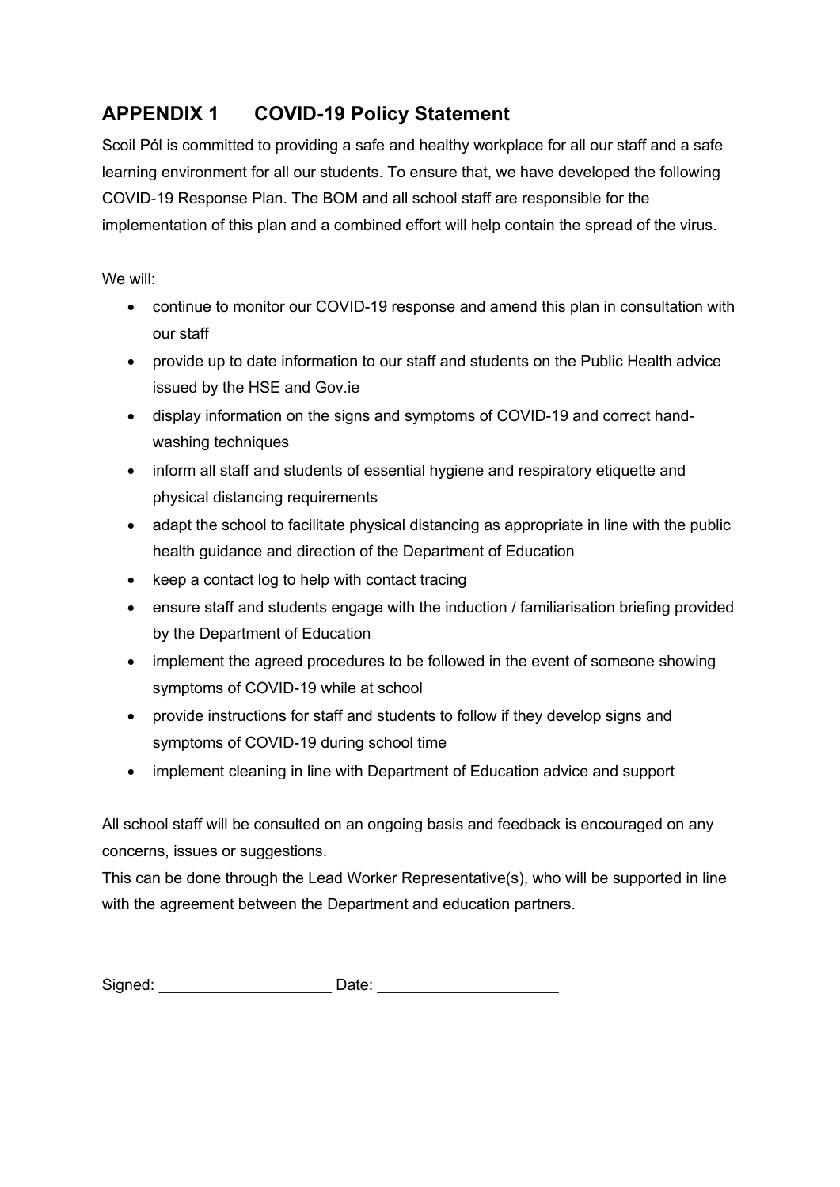## APPENDIX 1 COVID-19 Policy Statement

Scoil Pól is committed to providing a safe and healthy workplace for all our staff and a safe learning environment for all our students. To ensure that, we have developed the following COVID-19 Response Plan. The BOM and all school staff are responsible for the implementation of this plan and a combined effort will help contain the spread of the virus.

We will:

- continue to monitor our COVID-19 response and amend this plan in consultation with our staff
- provide up to date information to our staff and students on the Public Health advice issued by the HSE and Gov.ie
- display information on the signs and symptoms of COVID-19 and correct hand-washing techniques
- inform all staff and students of essential hygiene and respiratory etiquette and physical distancing requirements
- adapt the school to facilitate physical distancing as appropriate in line with the public health guidance and direction of the Department of Education
- keep a contact log to help with contact tracing
- ensure staff and students engage with the induction / familiarisation briefing provided by the Department of Education
- implement the agreed procedures to be followed in the event of someone showing symptoms of COVID-19 while at school
- provide instructions for staff and students to follow if they develop signs and symptoms of COVID-19 during school time
- implement cleaning in line with Department of Education advice and support

All school staff will be consulted on an ongoing basis and feedback is encouraged on any concerns, issues or suggestions.
This can be done through the Lead Worker Representative(s), who will be supported in line with the agreement between the Department and education partners.

Signed: ____________________ Date: _____________________